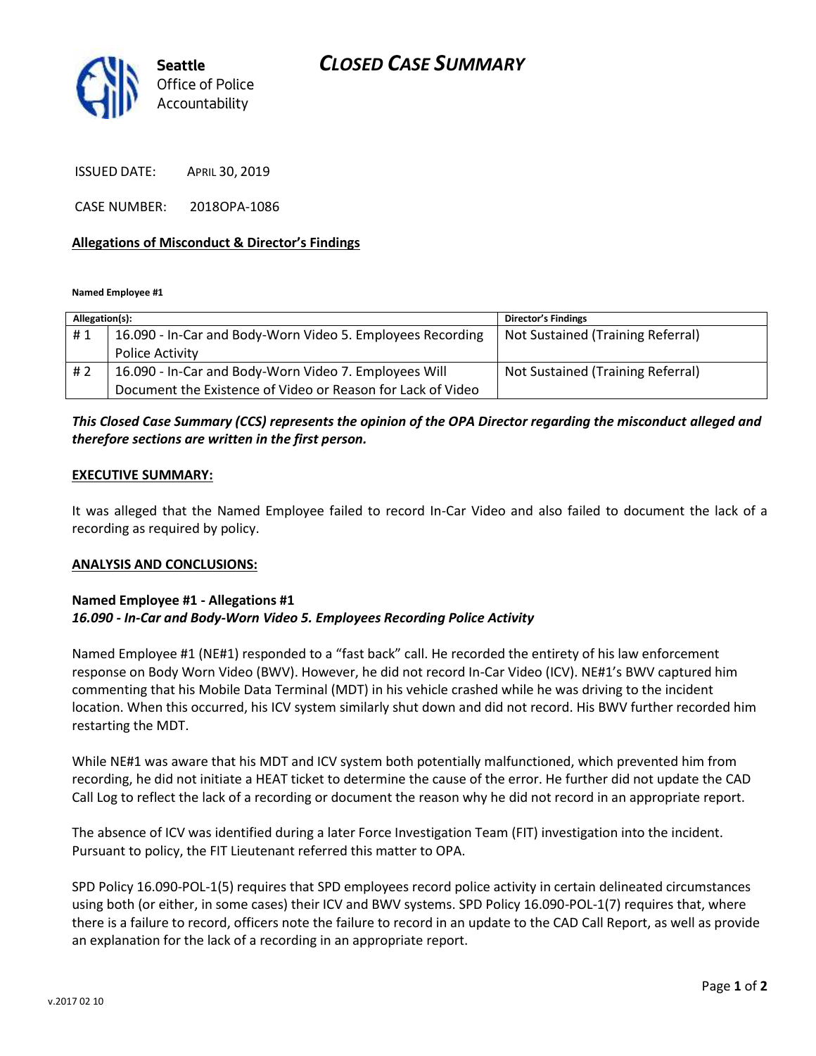# CLOSED CASE SUMMARY

**Seattle**
Office of Police
Accountability

ISSUED DATE: APRIL 30, 2019

CASE NUMBER: 2018OPA-1086

## Allegations of Misconduct & Director's Findings

**Named Employee #1**

| Allegation(s): | | Director's Findings |
|---|---|---|
| # 1 | 16.090 - In-Car and Body-Worn Video 5. Employees Recording Police Activity | Not Sustained (Training Referral) |
| # 2 | 16.090 - In-Car and Body-Worn Video 7. Employees Will Document the Existence of Video or Reason for Lack of Video | Not Sustained (Training Referral) |

***This Closed Case Summary (CCS) represents the opinion of the OPA Director regarding the misconduct alleged and therefore sections are written in the first person.***

## EXECUTIVE SUMMARY:

It was alleged that the Named Employee failed to record In-Car Video and also failed to document the lack of a recording as required by policy.

## ANALYSIS AND CONCLUSIONS:

### Named Employee #1 - Allegations #1
***16.090 - In-Car and Body-Worn Video 5. Employees Recording Police Activity***

Named Employee #1 (NE#1) responded to a "fast back" call. He recorded the entirety of his law enforcement response on Body Worn Video (BWV). However, he did not record In-Car Video (ICV). NE#1's BWV captured him commenting that his Mobile Data Terminal (MDT) in his vehicle crashed while he was driving to the incident location. When this occurred, his ICV system similarly shut down and did not record. His BWV further recorded him restarting the MDT.

While NE#1 was aware that his MDT and ICV system both potentially malfunctioned, which prevented him from recording, he did not initiate a HEAT ticket to determine the cause of the error. He further did not update the CAD Call Log to reflect the lack of a recording or document the reason why he did not record in an appropriate report.

The absence of ICV was identified during a later Force Investigation Team (FIT) investigation into the incident. Pursuant to policy, the FIT Lieutenant referred this matter to OPA.

SPD Policy 16.090-POL-1(5) requires that SPD employees record police activity in certain delineated circumstances using both (or either, in some cases) their ICV and BWV systems. SPD Policy 16.090-POL-1(7) requires that, where there is a failure to record, officers note the failure to record in an update to the CAD Call Report, as well as provide an explanation for the lack of a recording in an appropriate report.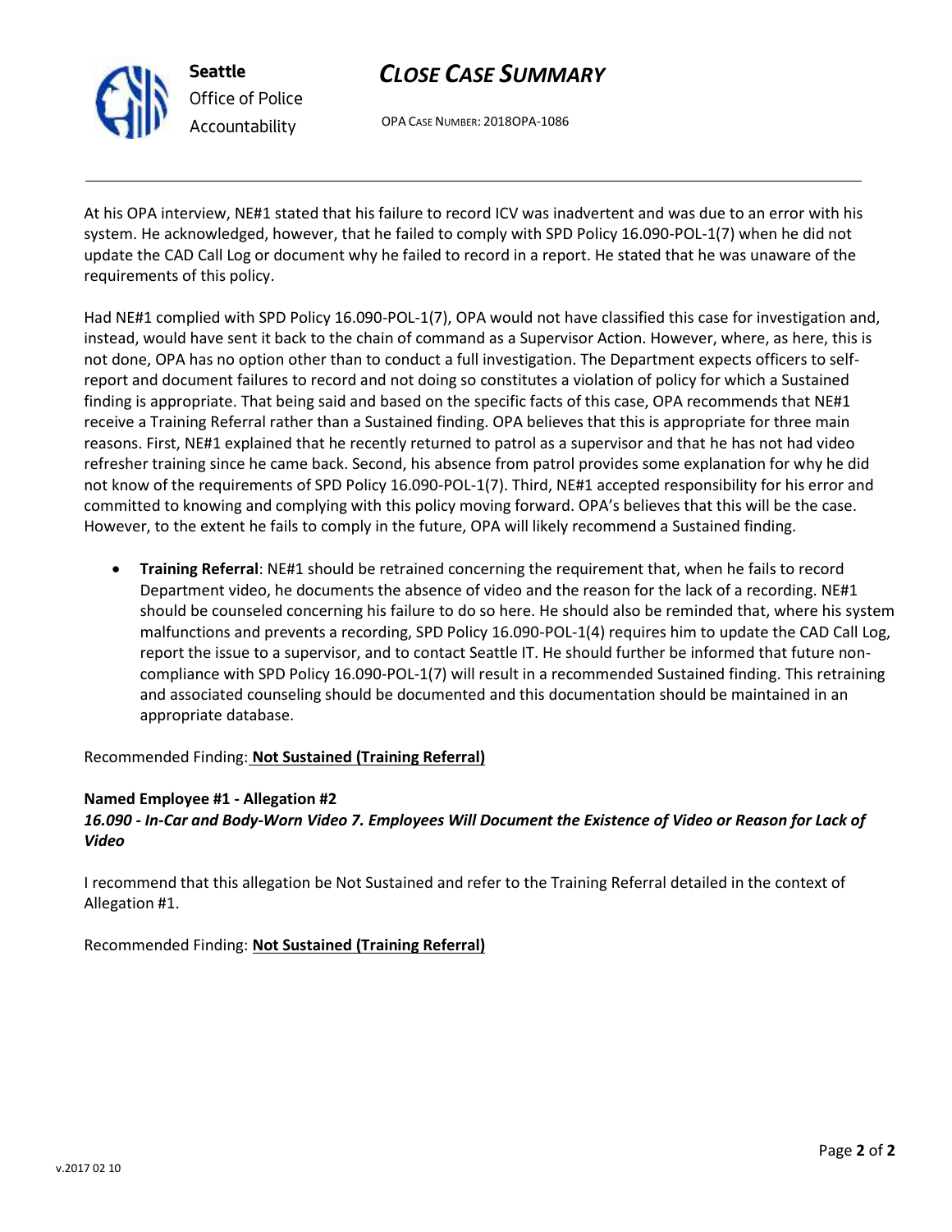At his OPA interview, NE#1 stated that his failure to record ICV was inadvertent and was due to an error with his system. He acknowledged, however, that he failed to comply with SPD Policy 16.090-POL-1(7) when he did not update the CAD Call Log or document why he failed to record in a report. He stated that he was unaware of the requirements of this policy.

Had NE#1 complied with SPD Policy 16.090-POL-1(7), OPA would not have classified this case for investigation and, instead, would have sent it back to the chain of command as a Supervisor Action. However, where, as here, this is not done, OPA has no option other than to conduct a full investigation. The Department expects officers to self-report and document failures to record and not doing so constitutes a violation of policy for which a Sustained finding is appropriate. That being said and based on the specific facts of this case, OPA recommends that NE#1 receive a Training Referral rather than a Sustained finding. OPA believes that this is appropriate for three main reasons. First, NE#1 explained that he recently returned to patrol as a supervisor and that he has not had video refresher training since he came back. Second, his absence from patrol provides some explanation for why he did not know of the requirements of SPD Policy 16.090-POL-1(7). Third, NE#1 accepted responsibility for his error and committed to knowing and complying with this policy moving forward. OPA's believes that this will be the case. However, to the extent he fails to comply in the future, OPA will likely recommend a Sustained finding.

- **Training Referral**: NE#1 should be retrained concerning the requirement that, when he fails to record Department video, he documents the absence of video and the reason for the lack of a recording. NE#1 should be counseled concerning his failure to do so here. He should also be reminded that, where his system malfunctions and prevents a recording, SPD Policy 16.090-POL-1(4) requires him to update the CAD Call Log, report the issue to a supervisor, and to contact Seattle IT. He should further be informed that future non-compliance with SPD Policy 16.090-POL-1(7) will result in a recommended Sustained finding. This retraining and associated counseling should be documented and this documentation should be maintained in an appropriate database.

Recommended Finding: **Not Sustained (Training Referral)**

**Named Employee #1 - Allegation #2**
***16.090 - In-Car and Body-Worn Video 7. Employees Will Document the Existence of Video or Reason for Lack of Video***

I recommend that this allegation be Not Sustained and refer to the Training Referral detailed in the context of Allegation #1.

Recommended Finding: **Not Sustained (Training Referral)**